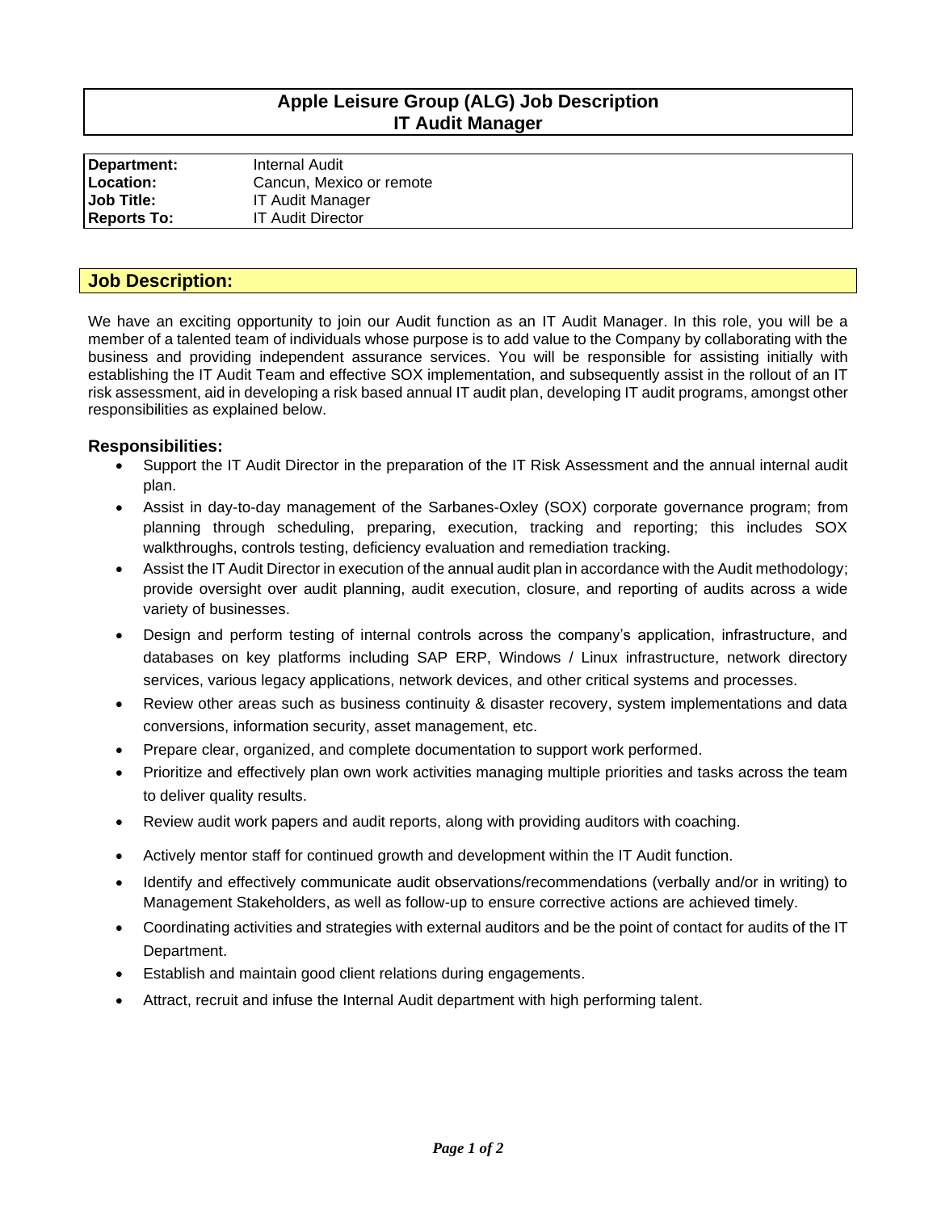# Apple Leisure Group (ALG) Job Description
# IT Audit Manager

| | |
|---|---|
| **Department:** | Internal Audit |
| **Location:** | Cancun, Mexico or remote |
| **Job Title:** | IT Audit Manager |
| **Reports To:** | IT Audit Director |

## Job Description:

We have an exciting opportunity to join our Audit function as an IT Audit Manager. In this role, you will be a member of a talented team of individuals whose purpose is to add value to the Company by collaborating with the business and providing independent assurance services. You will be responsible for assisting initially with establishing the IT Audit Team and effective SOX implementation, and subsequently assist in the rollout of an IT risk assessment, aid in developing a risk based annual IT audit plan, developing IT audit programs, amongst other responsibilities as explained below.

### Responsibilities:

- Support the IT Audit Director in the preparation of the IT Risk Assessment and the annual internal audit plan.
- Assist in day-to-day management of the Sarbanes-Oxley (SOX) corporate governance program; from planning through scheduling, preparing, execution, tracking and reporting; this includes SOX walkthroughs, controls testing, deficiency evaluation and remediation tracking.
- Assist the IT Audit Director in execution of the annual audit plan in accordance with the Audit methodology; provide oversight over audit planning, audit execution, closure, and reporting of audits across a wide variety of businesses.
- Design and perform testing of internal controls across the company's application, infrastructure, and databases on key platforms including SAP ERP, Windows / Linux infrastructure, network directory services, various legacy applications, network devices, and other critical systems and processes.
- Review other areas such as business continuity & disaster recovery, system implementations and data conversions, information security, asset management, etc.
- Prepare clear, organized, and complete documentation to support work performed.
- Prioritize and effectively plan own work activities managing multiple priorities and tasks across the team to deliver quality results.
- Review audit work papers and audit reports, along with providing auditors with coaching.
- Actively mentor staff for continued growth and development within the IT Audit function.
- Identify and effectively communicate audit observations/recommendations (verbally and/or in writing) to Management Stakeholders, as well as follow-up to ensure corrective actions are achieved timely.
- Coordinating activities and strategies with external auditors and be the point of contact for audits of the IT Department.
- Establish and maintain good client relations during engagements.
- Attract, recruit and infuse the Internal Audit department with high performing talent.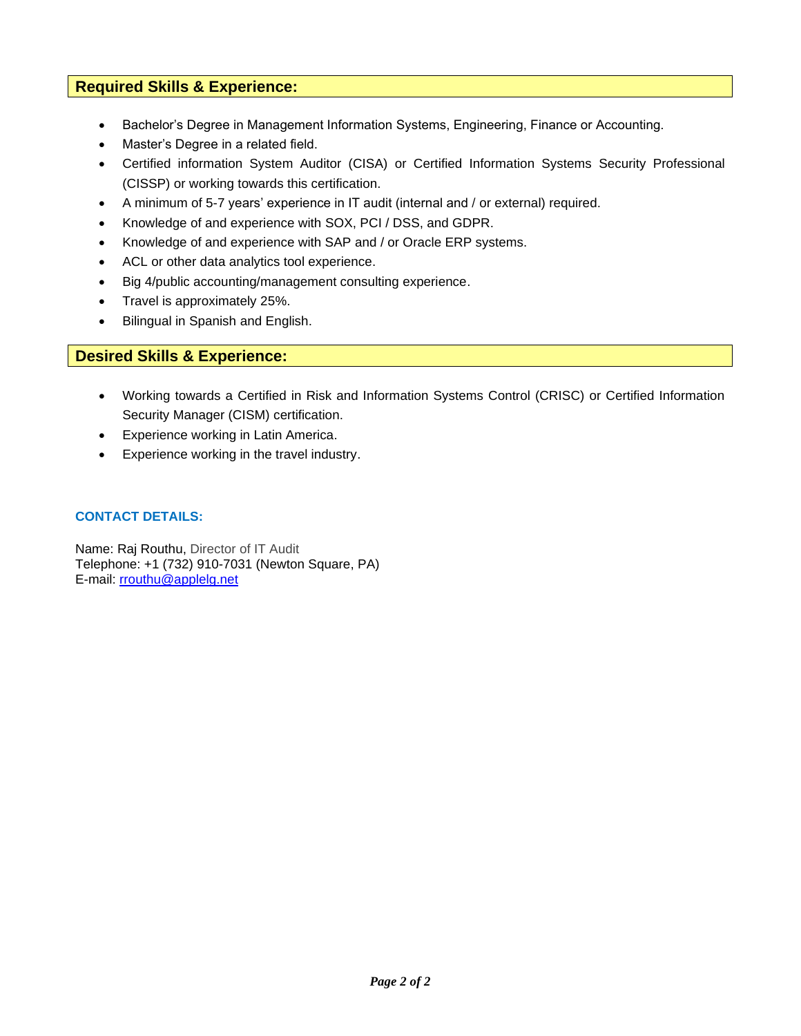## Required Skills & Experience:

- Bachelor's Degree in Management Information Systems, Engineering, Finance or Accounting.
- Master's Degree in a related field.
- Certified information System Auditor (CISA) or Certified Information Systems Security Professional (CISSP) or working towards this certification.
- A minimum of 5-7 years' experience in IT audit (internal and / or external) required.
- Knowledge of and experience with SOX, PCI / DSS, and GDPR.
- Knowledge of and experience with SAP and / or Oracle ERP systems.
- ACL or other data analytics tool experience.
- Big 4/public accounting/management consulting experience.
- Travel is approximately 25%.
- Bilingual in Spanish and English.

## Desired Skills & Experience:

- Working towards a Certified in Risk and Information Systems Control (CRISC) or Certified Information Security Manager (CISM) certification.
- Experience working in Latin America.
- Experience working in the travel industry.

**CONTACT DETAILS:**

Name: Raj Routhu, Director of IT Audit
Telephone: +1 (732) 910-7031 (Newton Square, PA)
E-mail: rrouthu@applelg.net